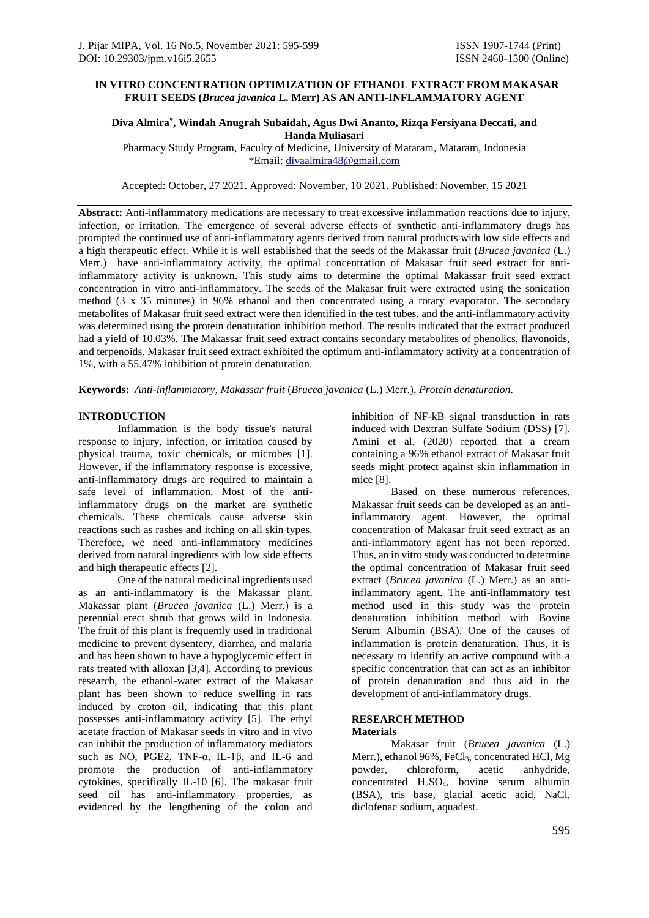# IN VITRO CONCENTRATION OPTIMIZATION OF ETHANOL EXTRACT FROM MAKASAR FRUIT SEEDS (*Brucea javanica* L. Merr) AS AN ANTI-INFLAMMATORY AGENT

**Diva Almira*, Windah Anugrah Subaidah, Agus Dwi Ananto, Rizqa Fersiyana Deccati, and Handa Muliasari**

Pharmacy Study Program, Faculty of Medicine, University of Mataram, Mataram, Indonesia
*Email: divaalmira48@gmail.com

Accepted: October, 27 2021. Approved: November, 10 2021. Published: November, 15 2021

**Abstract:** Anti-inflammatory medications are necessary to treat excessive inflammation reactions due to injury, infection, or irritation. The emergence of several adverse effects of synthetic anti-inflammatory drugs has prompted the continued use of anti-inflammatory agents derived from natural products with low side effects and a high therapeutic effect. While it is well established that the seeds of the Makassar fruit (*Brucea javanica* (L.) Merr.) have anti-inflammatory activity, the optimal concentration of Makassar fruit seed extract for anti-inflammatory activity is unknown. This study aims to determine the optimal Makassar fruit seed extract concentration in vitro anti-inflammatory. The seeds of the Makasar fruit were extracted using the sonication method (3 x 35 minutes) in 96% ethanol and then concentrated using a rotary evaporator. The secondary metabolites of Makasar fruit seed extract were then identified in the test tubes, and the anti-inflammatory activity was determined using the protein denaturation inhibition method. The results indicated that the extract produced had a yield of 10.03%. The Makassar fruit seed extract contains secondary metabolites of phenolics, flavonoids, and terpenoids. Makasar fruit seed extract exhibited the optimum anti-inflammatory activity at a concentration of 1%, with a 55.47% inhibition of protein denaturation.

**Keywords:** *Anti-inflammatory, Makassar fruit* (*Brucea javanica* (L.) Merr.), *Protein denaturation.*

## INTRODUCTION

Inflammation is the body tissue's natural response to injury, infection, or irritation caused by physical trauma, toxic chemicals, or microbes [1]. However, if the inflammatory response is excessive, anti-inflammatory drugs are required to maintain a safe level of inflammation. Most of the anti-inflammatory drugs on the market are synthetic chemicals. These chemicals cause adverse skin reactions such as rashes and itching on all skin types. Therefore, we need anti-inflammatory medicines derived from natural ingredients with low side effects and high therapeutic effects [2].

One of the natural medicinal ingredients used as an anti-inflammatory is the Makassar plant. Makassar plant (*Brucea javanica* (L.) Merr.) is a perennial erect shrub that grows wild in Indonesia. The fruit of this plant is frequently used in traditional medicine to prevent dysentery, diarrhea, and malaria and has been shown to have a hypoglycemic effect in rats treated with alloxan [3,4]. According to previous research, the ethanol-water extract of the Makasar plant has been shown to reduce swelling in rats induced by croton oil, indicating that this plant possesses anti-inflammatory activity [5]. The ethyl acetate fraction of Makasar seeds in vitro and in vivo can inhibit the production of inflammatory mediators such as NO, PGE2, TNF-α, IL-1β, and IL-6 and promote the production of anti-inflammatory cytokines, specifically IL-10 [6]. The makasar fruit seed oil has anti-inflammatory properties, as evidenced by the lengthening of the colon and inhibition of NF-kB signal transduction in rats induced with Dextran Sulfate Sodium (DSS) [7]. Amini et al. (2020) reported that a cream containing a 96% ethanol extract of Makasar fruit seeds might protect against skin inflammation in mice [8].

Based on these numerous references, Makassar fruit seeds can be developed as an anti-inflammatory agent. However, the optimal concentration of Makasar fruit seed extract as an anti-inflammatory agent has not been reported. Thus, an in vitro study was conducted to determine the optimal concentration of Makasar fruit seed extract (*Brucea javanica* (L.) Merr.) as an anti-inflammatory agent. The anti-inflammatory test method used in this study was the protein denaturation inhibition method with Bovine Serum Albumin (BSA). One of the causes of inflammation is protein denaturation. Thus, it is necessary to identify an active compound with a specific concentration that can act as an inhibitor of protein denaturation and thus aid in the development of anti-inflammatory drugs.

## RESEARCH METHOD

### Materials

Makasar fruit (*Brucea javanica* (L.) Merr.), ethanol 96%, $FeCl_3$, concentrated HCl, Mg powder, chloroform, acetic anhydride, concentrated $H_2SO_4$, bovine serum albumin (BSA), tris base, glacial acetic acid, NaCl, diclofenac sodium, aquadest.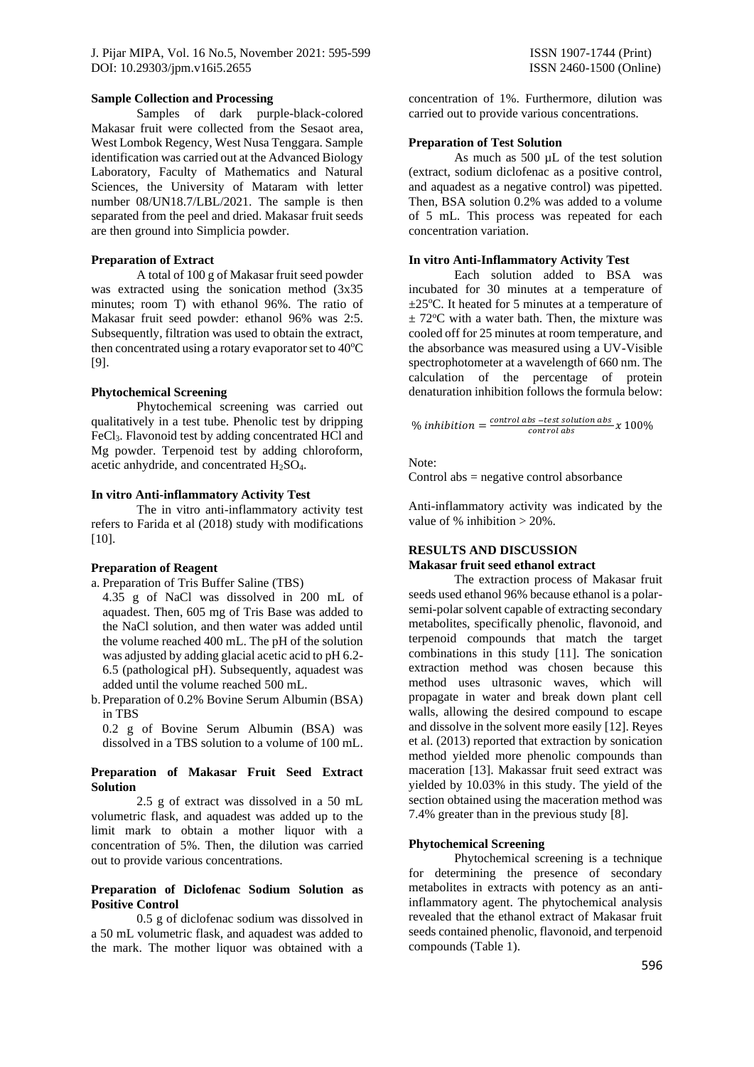### Sample Collection and Processing

Samples of dark purple-black-colored Makasar fruit were collected from the Sesaot area, West Lombok Regency, West Nusa Tenggara. Sample identification was carried out at the Advanced Biology Laboratory, Faculty of Mathematics and Natural Sciences, the University of Mataram with letter number 08/UN18.7/LBL/2021. The sample is then separated from the peel and dried. Makasar fruit seeds are then ground into Simplicia powder.

### Preparation of Extract

A total of 100 g of Makasar fruit seed powder was extracted using the sonication method (3x35 minutes; room T) with ethanol 96%. The ratio of Makasar fruit seed powder: ethanol 96% was 2:5. Subsequently, filtration was used to obtain the extract, then concentrated using a rotary evaporator set to 40$^o$C [9].

### Phytochemical Screening

Phytochemical screening was carried out qualitatively in a test tube. Phenolic test by dripping $FeCl_3$. Flavonoid test by adding concentrated HCl and Mg powder. Terpenoid test by adding chloroform, acetic anhydride, and concentrated $H_2SO_4$.

### In vitro Anti-inflammatory Activity Test

The in vitro anti-inflammatory activity test refers to Farida et al (2018) study with modifications [10].

### Preparation of Reagent

a. Preparation of Tris Buffer Saline (TBS)
   4.35 g of NaCl was dissolved in 200 mL of aquadest. Then, 605 mg of Tris Base was added to the NaCl solution, and then water was added until the volume reached 400 mL. The pH of the solution was adjusted by adding glacial acetic acid to pH 6.2-6.5 (pathological pH). Subsequently, aquadest was added until the volume reached 500 mL.

b. Preparation of 0.2% Bovine Serum Albumin (BSA) in TBS
   0.2 g of Bovine Serum Albumin (BSA) was dissolved in a TBS solution to a volume of 100 mL.

### Preparation of Makasar Fruit Seed Extract Solution

2.5 g of extract was dissolved in a 50 mL volumetric flask, and aquadest was added up to the limit mark to obtain a mother liquor with a concentration of 5%. Then, the dilution was carried out to provide various concentrations.

### Preparation of Diclofenac Sodium Solution as Positive Control

0.5 g of diclofenac sodium was dissolved in a 50 mL volumetric flask, and aquadest was added to the mark. The mother liquor was obtained with a concentration of 1%. Furthermore, dilution was carried out to provide various concentrations.

### Preparation of Test Solution

As much as 500 µL of the test solution (extract, sodium diclofenac as a positive control, and aquadest as a negative control) was pipetted. Then, BSA solution 0.2% was added to a volume of 5 mL. This process was repeated for each concentration variation.

### In vitro Anti-Inflammatory Activity Test

Each solution added to BSA was incubated for 30 minutes at a temperature of ±25$^o$C. It heated for 5 minutes at a temperature of ± 72$^o$C with a water bath. Then, the mixture was cooled off for 25 minutes at room temperature, and the absorbance was measured using a UV-Visible spectrophotometer at a wavelength of 660 nm. The calculation of the percentage of protein denaturation inhibition follows the formula below:

$$\%\ inhibition = \frac{control\ abs - test\ solution\ abs}{control\ abs} x\ 100\%$$

Note:
Control abs = negative control absorbance

Anti-inflammatory activity was indicated by the value of % inhibition > 20%.

## RESULTS AND DISCUSSION

### Makasar fruit seed ethanol extract

The extraction process of Makasar fruit seeds used ethanol 96% because ethanol is a polar-semi-polar solvent capable of extracting secondary metabolites, specifically phenolic, flavonoid, and terpenoid compounds that match the target combinations in this study [11]. The sonication extraction method was chosen because this method uses ultrasonic waves, which will propagate in water and break down plant cell walls, allowing the desired compound to escape and dissolve in the solvent more easily [12]. Reyes et al. (2013) reported that extraction by sonication method yielded more phenolic compounds than maceration [13]. Makassar fruit seed extract was yielded by 10.03% in this study. The yield of the section obtained using the maceration method was 7.4% greater than in the previous study [8].

### Phytochemical Screening

Phytochemical screening is a technique for determining the presence of secondary metabolites in extracts with potency as an anti-inflammatory agent. The phytochemical analysis revealed that the ethanol extract of Makasar fruit seeds contained phenolic, flavonoid, and terpenoid compounds (Table 1).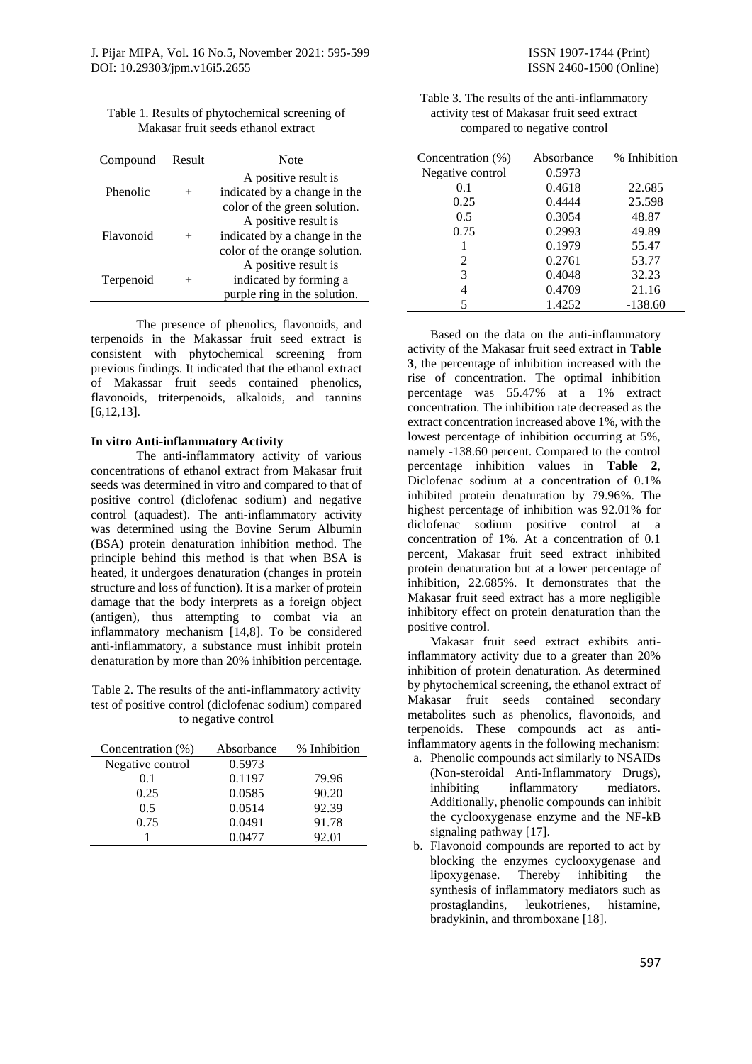Table 1. Results of phytochemical screening of Makasar fruit seeds ethanol extract

| Compound | Result | Note |
|---|---|---|
| Phenolic | + | A positive result is indicated by a change in the color of the green solution. |
| Flavonoid | + | A positive result is indicated by a change in the color of the orange solution. |
| Terpenoid | + | A positive result is indicated by forming a purple ring in the solution. |

The presence of phenolics, flavonoids, and terpenoids in the Makassar fruit seed extract is consistent with phytochemical screening from previous findings. It indicated that the ethanol extract of Makassar fruit seeds contained phenolics, flavonoids, triterpenoids, alkaloids, and tannins [6,12,13].

**In vitro Anti-inflammatory Activity**

The anti-inflammatory activity of various concentrations of ethanol extract from Makasar fruit seeds was determined in vitro and compared to that of positive control (diclofenac sodium) and negative control (aquadest). The anti-inflammatory activity was determined using the Bovine Serum Albumin (BSA) protein denaturation inhibition method. The principle behind this method is that when BSA is heated, it undergoes denaturation (changes in protein structure and loss of function). It is a marker of protein damage that the body interprets as a foreign object (antigen), thus attempting to combat via an inflammatory mechanism [14,8]. To be considered anti-inflammatory, a substance must inhibit protein denaturation by more than 20% inhibition percentage.

Table 2. The results of the anti-inflammatory activity test of positive control (diclofenac sodium) compared to negative control

| Concentration (%) | Absorbance | % Inhibition |
|---|---|---|
| Negative control | 0.5973 | |
| 0.1 | 0.1197 | 79.96 |
| 0.25 | 0.0585 | 90.20 |
| 0.5 | 0.0514 | 92.39 |
| 0.75 | 0.0491 | 91.78 |
| 1 | 0.0477 | 92.01 |

Table 3. The results of the anti-inflammatory activity test of Makasar fruit seed extract compared to negative control

| Concentration (%) | Absorbance | % Inhibition |
|---|---|---|
| Negative control | 0.5973 | |
| 0.1 | 0.4618 | 22.685 |
| 0.25 | 0.4444 | 25.598 |
| 0.5 | 0.3054 | 48.87 |
| 0.75 | 0.2993 | 49.89 |
| 1 | 0.1979 | 55.47 |
| 2 | 0.2761 | 53.77 |
| 3 | 0.4048 | 32.23 |
| 4 | 0.4709 | 21.16 |
| 5 | 1.4252 | -138.60 |

Based on the data on the anti-inflammatory activity of the Makasar fruit seed extract in **Table 3**, the percentage of inhibition increased with the rise of concentration. The optimal inhibition percentage was 55.47% at a 1% extract concentration. The inhibition rate decreased as the extract concentration increased above 1%, with the lowest percentage of inhibition occurring at 5%, namely -138.60 percent. Compared to the control percentage inhibition values in **Table 2**, Diclofenac sodium at a concentration of 0.1% inhibited protein denaturation by 79.96%. The highest percentage of inhibition was 92.01% for diclofenac sodium positive control at a concentration of 1%. At a concentration of 0.1 percent, Makasar fruit seed extract inhibited protein denaturation but at a lower percentage of inhibition, 22.685%. It demonstrates that the Makasar fruit seed extract has a more negligible inhibitory effect on protein denaturation than the positive control.

Makasar fruit seed extract exhibits anti-inflammatory activity due to a greater than 20% inhibition of protein denaturation. As determined by phytochemical screening, the ethanol extract of Makasar fruit seeds contained secondary metabolites such as phenolics, flavonoids, and terpenoids. These compounds act as anti-inflammatory agents in the following mechanism:

a. Phenolic compounds act similarly to NSAIDs (Non-steroidal Anti-Inflammatory Drugs), inhibiting inflammatory mediators. Additionally, phenolic compounds can inhibit the cyclooxygenase enzyme and the NF-kB signaling pathway [17].
b. Flavonoid compounds are reported to act by blocking the enzymes cyclooxygenase and lipoxygenase. Thereby inhibiting the synthesis of inflammatory mediators such as prostaglandins, leukotrienes, histamine, bradykinin, and thromboxane [18].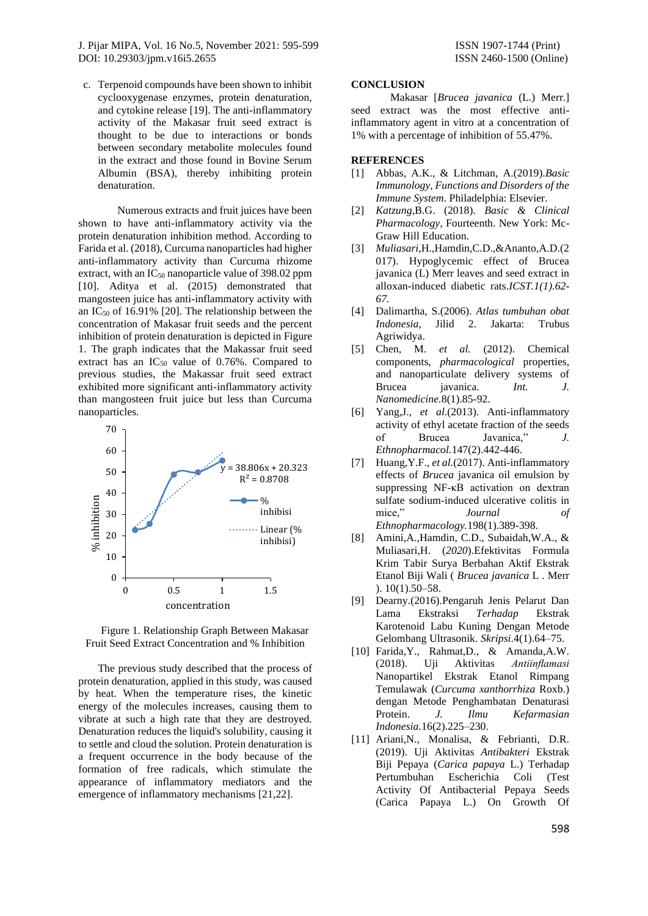c. Terpenoid compounds have been shown to inhibit cyclooxygenase enzymes, protein denaturation, and cytokine release [19]. The anti-inflammatory activity of the Makasar fruit seed extract is thought to be due to interactions or bonds between secondary metabolite molecules found in the extract and those found in Bovine Serum Albumin (BSA), thereby inhibiting protein denaturation.

Numerous extracts and fruit juices have been shown to have anti-inflammatory activity via the protein denaturation inhibition method. According to Farida et al. (2018), Curcuma nanoparticles had higher anti-inflammatory activity than Curcuma rhizome extract, with an $IC_{50}$ nanoparticle value of 398.02 ppm [10]. Aditya et al. (2015) demonstrated that mangosteen juice has anti-inflammatory activity with an $IC_{50}$ of 16.91% [20]. The relationship between the concentration of Makasar fruit seeds and the percent inhibition of protein denaturation is depicted in Figure 1. The graph indicates that the Makassar fruit seed extract has an $IC_{50}$ value of 0.76%. Compared to previous studies, the Makassar fruit seed extract exhibited more significant anti-inflammatory activity than mangosteen fruit juice but less than Curcuma nanoparticles.

Figure 1. Relationship Graph Between Makasar Fruit Seed Extract Concentration and % Inhibition

The previous study described that the process of protein denaturation, applied in this study, was caused by heat. When the temperature rises, the kinetic energy of the molecules increases, causing them to vibrate at such a high rate that they are destroyed. Denaturation reduces the liquid's solubility, causing it to settle and cloud the solution. Protein denaturation is a frequent occurrence in the body because of the formation of free radicals, which stimulate the appearance of inflammatory mediators and the emergence of inflammatory mechanisms [21,22].

## CONCLUSION

Makasar [*Brucea javanica* (L.) Merr.] seed extract was the most effective anti-inflammatory agent in vitro at a concentration of 1% with a percentage of inhibition of 55.47%.

## REFERENCES

[1] Abbas, A.K., & Litchman, A.(2019).*Basic Immunology, Functions and Disorders of the Immune System*. Philadelphia: Elsevier.

[2] *Katzung*,B.G. (2018). *Basic & Clinical Pharmacology*, Fourteenth. New York: Mc-Graw Hill Education.

[3] *Muliasari*,H.,Hamdin,C.D.,&Ananto,A.D.(2017). Hypoglycemic effect of Brucea javanica (L) Merr leaves and seed extract in alloxan-induced diabetic rats.*ICST.1(1).62-67.*

[4] Dalimartha, S.(2006). *Atlas tumbuhan obat Indonesia*, Jilid 2. Jakarta: Trubus Agriwidya.

[5] Chen, M. *et al.* (2012). Chemical components, *pharmacological* properties, and nanoparticulate delivery systems of Brucea javanica. *Int. J. Nanomedicine.*8(1).85-92.

[6] Yang,J., *et al.*(2013). Anti-inflammatory activity of ethyl acetate fraction of the seeds of Brucea Javanica," *J. Ethnopharmacol.*147(2).442-446.

[7] Huang,Y.F., *et al*.(2017). Anti-inflammatory effects of *Brucea* javanica oil emulsion by suppressing NF-κB activation on dextran sulfate sodium-induced ulcerative colitis in mice," *Journal of Ethnopharmacology.*198(1).389-398.

[8] Amini,A.,Hamdin, C.D., Subaidah,W.A., & Muliasari,H. (*2020*).Efektivitas Formula Krim Tabir Surya Berbahan Aktif Ekstrak Etanol Biji Wali ( *Brucea javanica* L . Merr ). 10(1).50–58.

[9] Dearny.(2016).Pengaruh Jenis Pelarut Dan Lama Ekstraksi *Terhadap* Ekstrak Karotenoid Labu Kuning Dengan Metode Gelombang Ultrasonik. *Skripsi*.4(1).64–75.

[10] Farida,Y., Rahmat,D., & Amanda,A.W. (2018). Uji Aktivitas *Antiinflamasi* Nanopartikel Ekstrak Etanol Rimpang Temulawak (*Curcuma xanthorrhiza* Roxb.) dengan Metode Penghambatan Denaturasi Protein. *J. Ilmu Kefarmasian Indonesia.*16(2).225–230.

[11] Ariani,N., Monalisa, & Febrianti, D.R. (2019). Uji Aktivitas *Antibakteri* Ekstrak Biji Pepaya (*Carica papaya* L.) Terhadap Pertumbuhan Escherichia Coli (Test Activity Of Antibacterial Pepaya Seeds (Carica Papaya L.) On Growth Of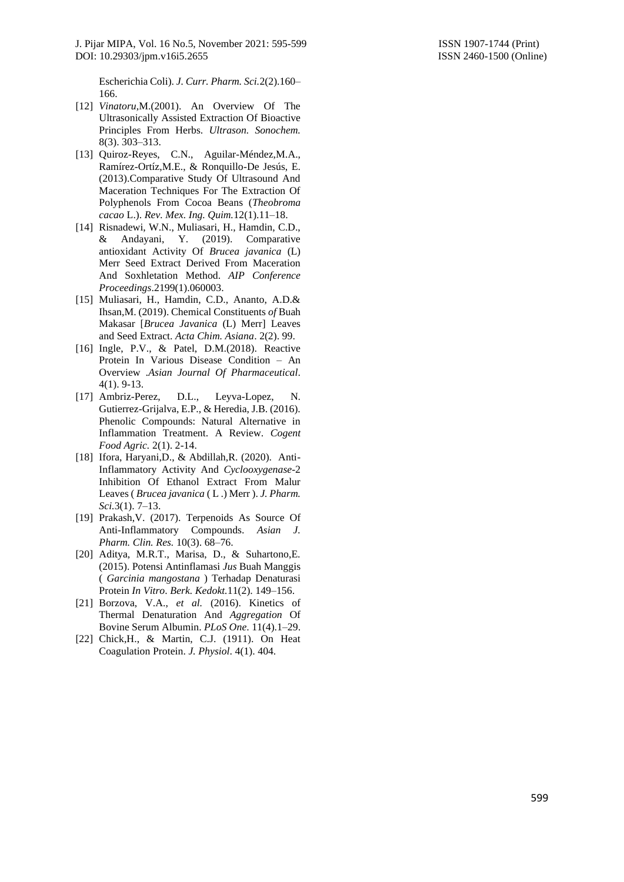Escherichia Coli). *J. Curr. Pharm. Sci.*2(2).160–166.

[12] *Vinatoru*,M.(2001). An Overview Of The Ultrasonically Assisted Extraction Of Bioactive Principles From Herbs. *Ultrason. Sonochem.* 8(3). 303–313.

[13] Quiroz-Reyes, C.N., Aguilar-Méndez,M.A., Ramírez-Ortíz,M.E., & Ronquillo-De Jesús, E. (2013).Comparative Study Of Ultrasound And Maceration Techniques For The Extraction Of Polyphenols From Cocoa Beans (*Theobroma cacao* L.). *Rev. Mex. Ing. Quim.*12(1).11–18.

[14] Risnadewi, W.N., Muliasari, H., Hamdin, C.D., & Andayani, Y. (2019). Comparative antioxidant Activity Of *Brucea javanica* (L) Merr Seed Extract Derived From Maceration And Soxhletation Method. *AIP Conference Proceedings*.2199(1).060003.

[15] Muliasari, H., Hamdin, C.D., Ananto, A.D.& Ihsan,M. (2019). Chemical Constituents *of* Buah Makasar [*Brucea Javanica* (L) Merr] Leaves and Seed Extract. *Acta Chim. Asiana*. 2(2). 99.

[16] Ingle, P.V., & Patel, D.M.(2018). Reactive Protein In Various Disease Condition – An Overview .*Asian Journal Of Pharmaceutical*. 4(1). 9-13.

[17] Ambriz-Perez, D.L., Leyva-Lopez, N. Gutierrez-Grijalva, E.P., & Heredia, J.B. (2016). Phenolic Compounds: Natural Alternative in Inflammation Treatment. A Review. *Cogent Food Agric.* 2(1). 2-14.

[18] Ifora, Haryani,D., & Abdillah,R. (2020). Anti-Inflammatory Activity And *Cyclooxygenase*-2 Inhibition Of Ethanol Extract From Malur Leaves ( *Brucea javanica* ( L .) Merr ). *J. Pharm. Sci.*3(1). 7–13.

[19] Prakash,V. (2017). Terpenoids As Source Of Anti-Inflammatory Compounds. *Asian J. Pharm. Clin. Res.* 10(3). 68–76.

[20] Aditya, M.R.T., Marisa, D., & Suhartono,E. (2015). Potensi Antinflamasi *Jus* Buah Manggis ( *Garcinia mangostana* ) Terhadap Denaturasi Protein *In Vitro*. *Berk. Kedokt.*11(2). 149–156.

[21] Borzova, V.A., *et al.* (2016). Kinetics of Thermal Denaturation And *Aggregation* Of Bovine Serum Albumin. *PLoS One*. 11(4).1–29.

[22] Chick,H., & Martin, C.J. (1911). On Heat Coagulation Protein. *J. Physiol*. 4(1). 404.